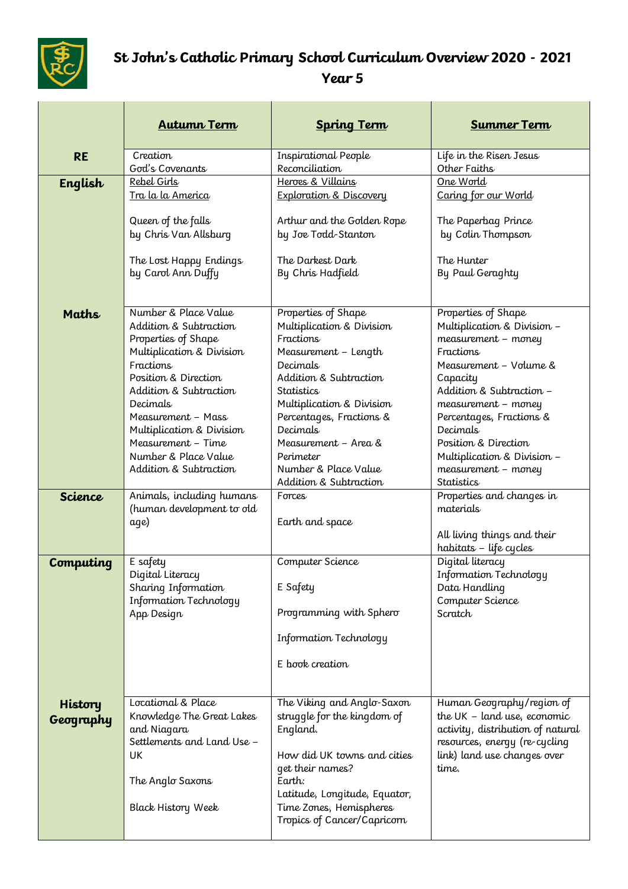# St John's Catholic Primary School Curriculum Overview 2020 - 2021

## Year 5

| | Autumn Term | Spring Term | Summer Term |
|---|---|---|---|
| **RE** | Creation<br>God's Covenants | Inspirational People<br>Reconciliation | Life in the Risen Jesus<br>Other Faiths |
| **English** | Rebel Girls<br>Tra la la America<br><br>Queen of the falls<br>by Chris Van Allsburg<br><br>The Lost Happy Endings<br>by Carol Ann Duffy | Heroes & Villains<br>Exploration & Discovery<br><br>Arthur and the Golden Rope<br>by Joe Todd-Stanton<br><br>The Darkest Dark<br>By Chris Hadfield | One World<br>Caring for our World<br><br>The Paperbag Prince<br>by Colin Thompson<br><br>The Hunter<br>By Paul Geraghty |
| **Maths** | Number & Place Value<br>Addition & Subtraction<br>Properties of Shape<br>Multiplication & Division<br>Fractions<br>Position & Direction<br>Addition & Subtraction<br>Decimals<br>Measurement – Mass<br>Multiplication & Division<br>Measurement – Time<br>Number & Place Value<br>Addition & Subtraction | Properties of Shape<br>Multiplication & Division<br>Fractions<br>Measurement – Length<br>Decimals<br>Addition & Subtraction<br>Statistics<br>Multiplication & Division<br>Percentages, Fractions & Decimals<br>Measurement – Area & Perimeter<br>Number & Place Value<br>Addition & Subtraction | Properties of Shape<br>Multiplication & Division – measurement – money<br>Fractions<br>Measurement – Volume & Capacity<br>Addition & Subtraction – measurement – money<br>Percentages, Fractions & Decimals<br>Position & Direction<br>Multiplication & Division – measurement – money<br>Statistics |
| **Science** | Animals, including humans (human development to old age) | Forces<br><br>Earth and space | Properties and changes in materials<br><br>All living things and their habitats – life cycles |
| **Computing** | E safety<br>Digital Literacy<br>Sharing Information<br>Information Technology<br>App Design | Computer Science<br><br>E Safety<br><br>Programming with Sphero<br><br>Information Technology<br><br>E book creation | Digital literacy<br>Information Technology<br>Data Handling<br>Computer Science<br>Scratch |
| **History Geography** | Locational & Place Knowledge The Great Lakes and Niagara<br>Settlements and Land Use – UK<br><br>The Anglo Saxons<br><br>Black History Week | The Viking and Anglo-Saxon struggle for the kingdom of England.<br><br>How did UK towns and cities get their names?<br>Earth:<br>Latitude, Longitude, Equator, Time Zones, Hemispheres Tropics of Cancer/Capricorn | Human Geography/region of the UK – land use, economic activity, distribution of natural resources, energy (re-cycling link) land use changes over time. |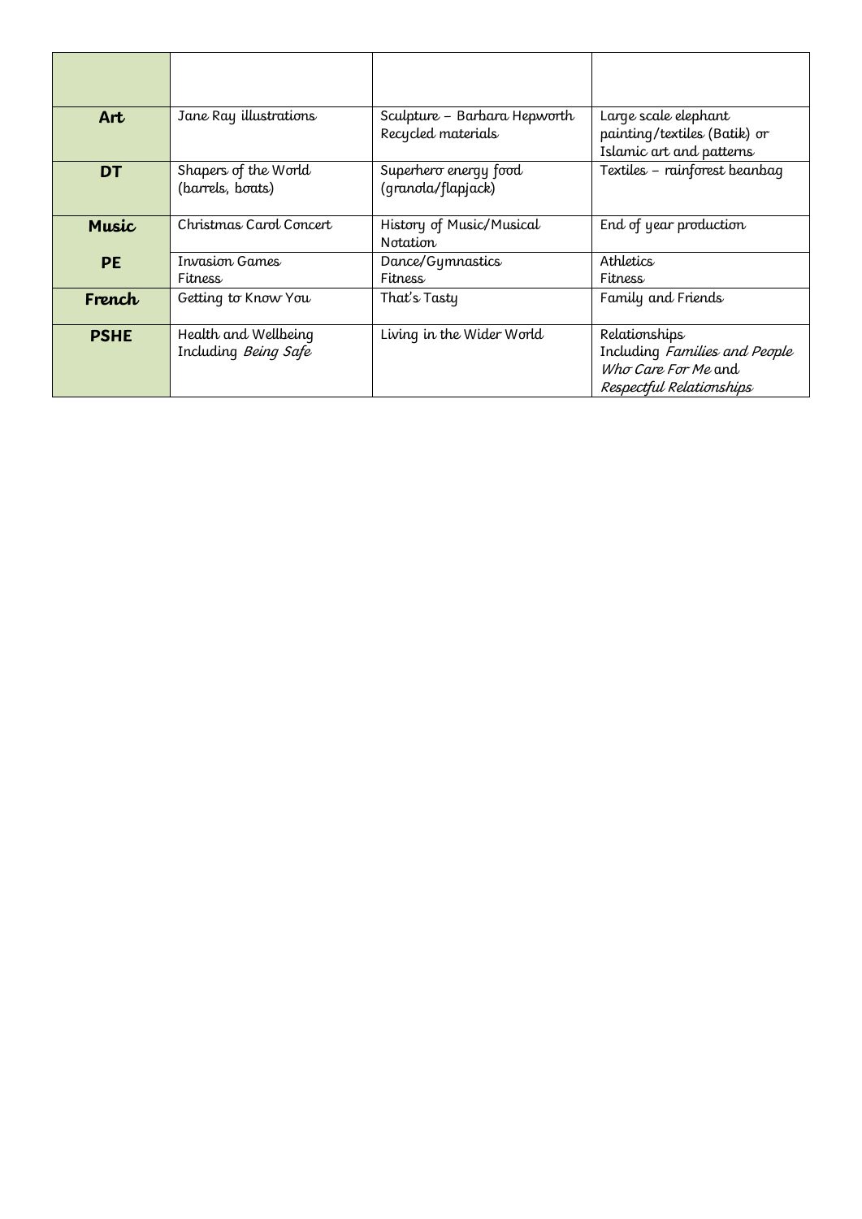| | | | |
|---|---|---|---|
| **Art** | Jane Ray illustrations | Sculpture – Barbara Hepworth<br>Recycled materials | Large scale elephant painting/textiles (Batik) or Islamic art and patterns |
| **DT** | Shapers of the World (barrels, boats) | Superhero energy food (granola/flapjack) | Textiles – rainforest beanbag |
| **Music** | Christmas Carol Concert | History of Music/Musical Notation | End of year production |
| **PE** | Invasion Games<br>Fitness | Dance/Gymnastics<br>Fitness | Athletics<br>Fitness |
| **French** | Getting to Know You | That's Tasty | Family and Friends |
| **PSHE** | Health and Wellbeing<br>Including *Being Safe* | Living in the Wider World | Relationships<br>Including *Families and People Who Care For Me* and *Respectful Relationships* |